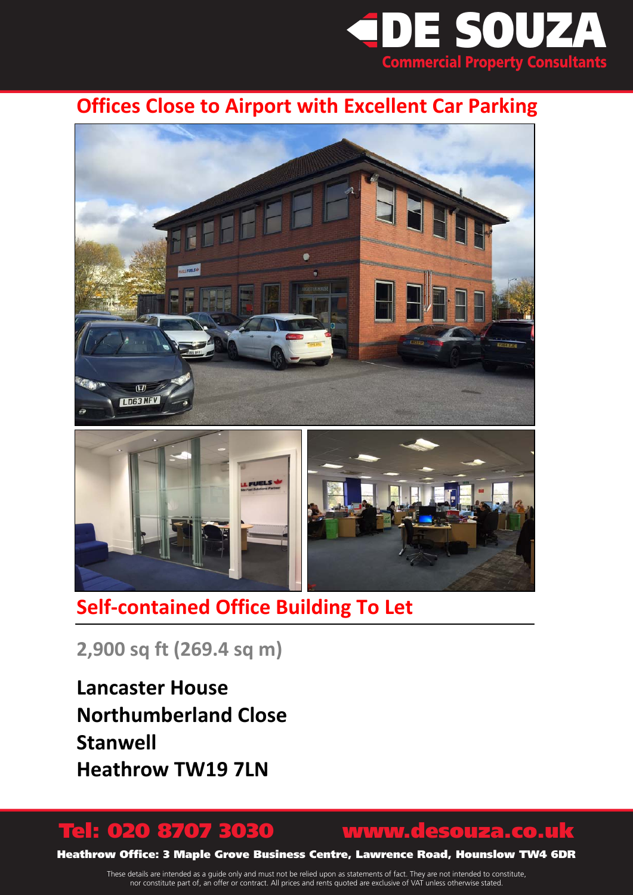**DE SOUZA**
Commercial Property Consultants

# Offices Close to Airport with Excellent Car Parking

## Self-contained Office Building To Let

**2,900 sq ft (269.4 sq m)**

**Lancaster House**
**Northumberland Close**
**Stanwell**
**Heathrow TW19 7LN**

**Tel: 020 8707 3030** **www.desouza.co.uk**

**Heathrow Office: 3 Maple Grove Business Centre, Lawrence Road, Hounslow TW4 6DR**

These details are intended as a guide only and must not be relied upon as statements of fact. They are not intended to constitute, nor constitute part of, an offer or contract. All prices and rents quoted are exclusive of VAT unless otherwise stated.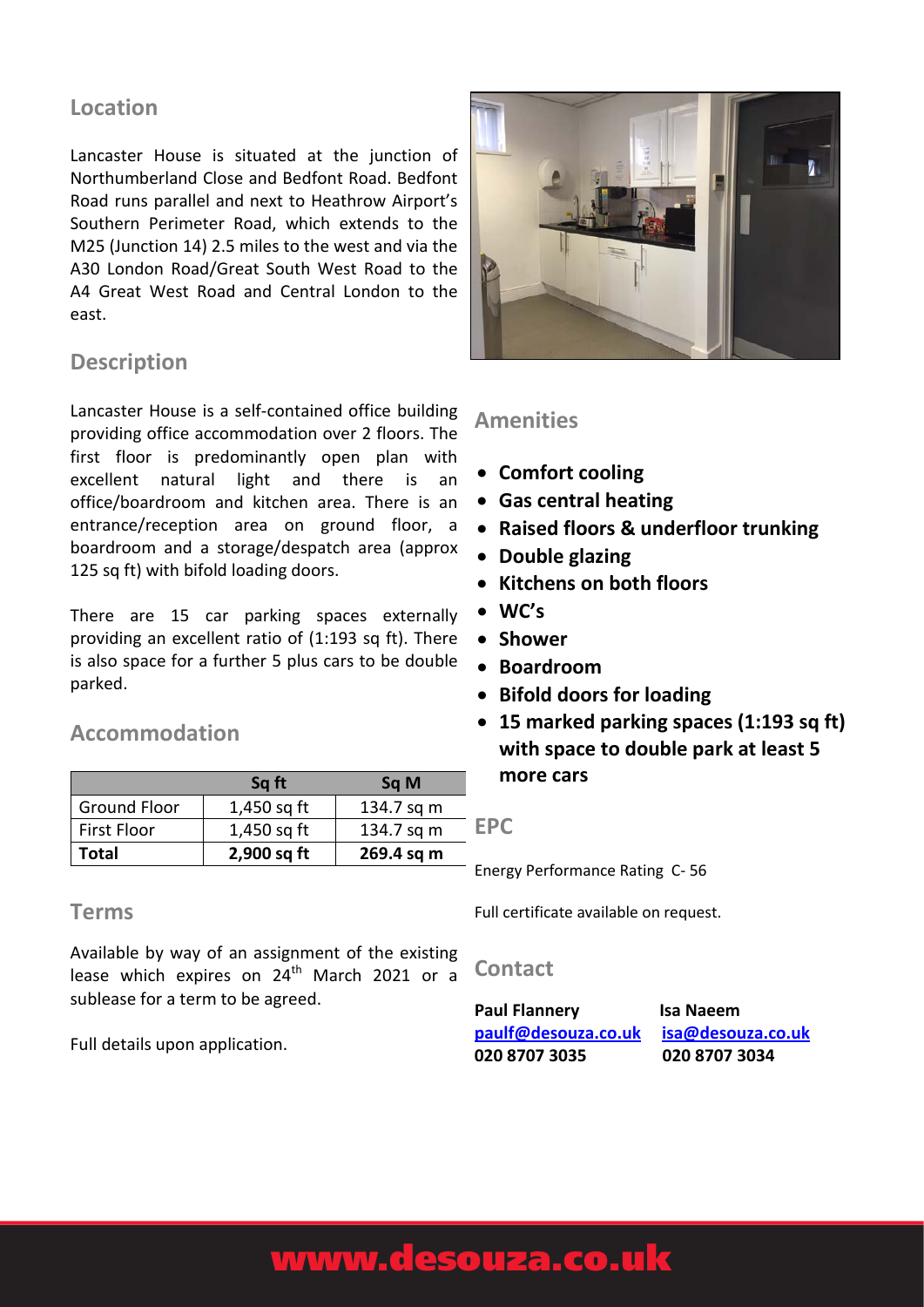## Location

Lancaster House is situated at the junction of Northumberland Close and Bedfont Road. Bedfont Road runs parallel and next to Heathrow Airport's Southern Perimeter Road, which extends to the M25 (Junction 14) 2.5 miles to the west and via the A30 London Road/Great South West Road to the A4 Great West Road and Central London to the east.

## Description

Lancaster House is a self-contained office building providing office accommodation over 2 floors. The first floor is predominantly open plan with excellent natural light and there is an office/boardroom and kitchen area. There is an entrance/reception area on ground floor, a boardroom and a storage/despatch area (approx 125 sq ft) with bifold loading doors.

There are 15 car parking spaces externally providing an excellent ratio of (1:193 sq ft). There is also space for a further 5 plus cars to be double parked.

## Accommodation

| | Sq ft | Sq M |
|---|---|---|
| Ground Floor | 1,450 sq ft | 134.7 sq m |
| First Floor | 1,450 sq ft | 134.7 sq m |
| **Total** | **2,900 sq ft** | **269.4 sq m** |

## Terms

Available by way of an assignment of the existing lease which expires on 24th March 2021 or a sublease for a term to be agreed.

Full details upon application.

## Amenities

- **Comfort cooling**
- **Gas central heating**
- **Raised floors & underfloor trunking**
- **Double glazing**
- **Kitchens on both floors**
- **WC's**
- **Shower**
- **Boardroom**
- **Bifold doors for loading**
- **15 marked parking spaces (1:193 sq ft) with space to double park at least 5 more cars**

## EPC

Energy Performance Rating C- 56

Full certificate available on request.

## Contact

**Paul Flannery**
**paulf@desouza.co.uk**
**020 8707 3035**

**Isa Naeem**
**isa@desouza.co.uk**
**020 8707 3034**

www.desouza.co.uk